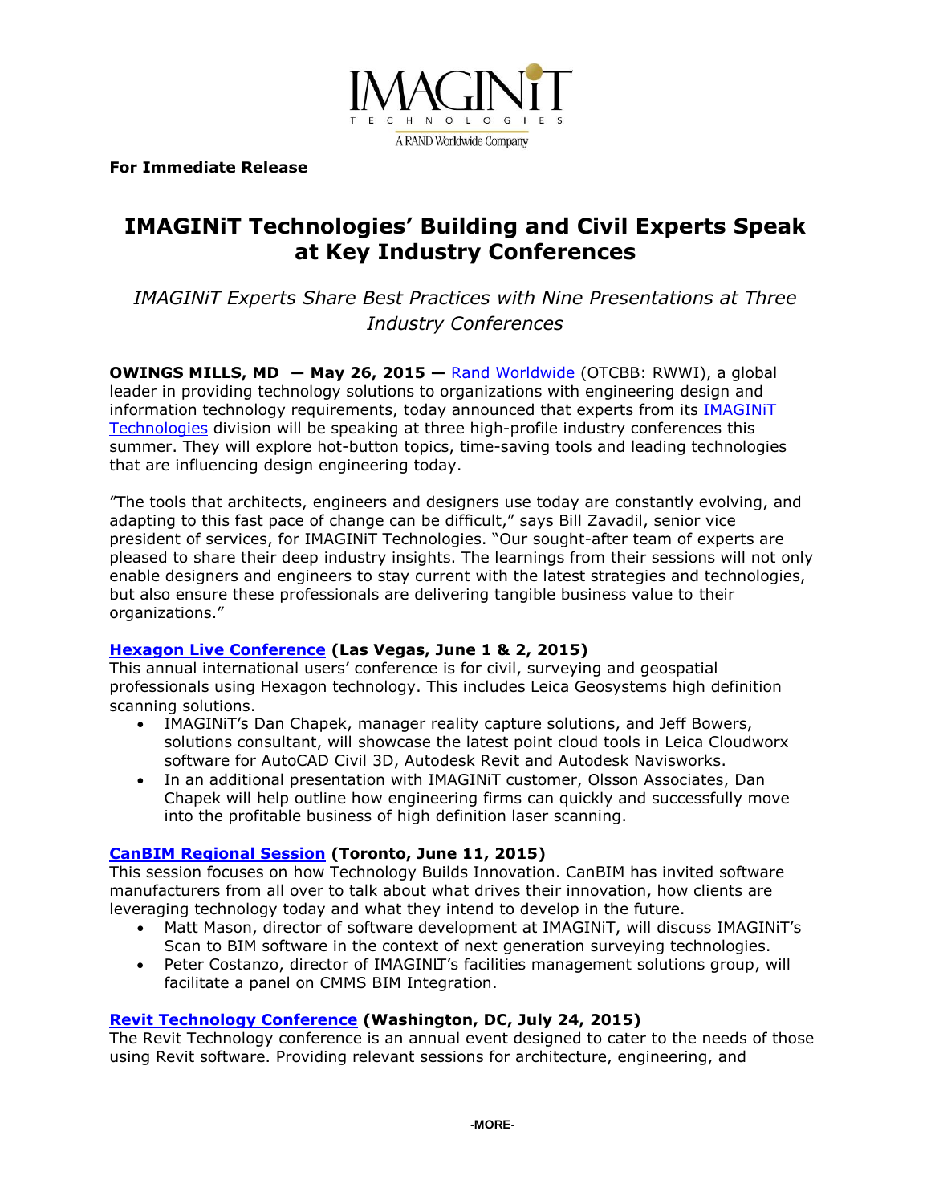IMAGINiT TECHNOLOGIES
A RAND Worldwide Company

**For Immediate Release**

# IMAGINiT Technologies' Building and Civil Experts Speak at Key Industry Conferences

*IMAGINiT Experts Share Best Practices with Nine Presentations at Three Industry Conferences*

**OWINGS MILLS, MD — May 26, 2015 —** Rand Worldwide (OTCBB: RWWI), a global leader in providing technology solutions to organizations with engineering design and information technology requirements, today announced that experts from its IMAGINiT Technologies division will be speaking at three high-profile industry conferences this summer. They will explore hot-button topics, time-saving tools and leading technologies that are influencing design engineering today.

"The tools that architects, engineers and designers use today are constantly evolving, and adapting to this fast pace of change can be difficult," says Bill Zavadil, senior vice president of services, for IMAGINiT Technologies. "Our sought-after team of experts are pleased to share their deep industry insights. The learnings from their sessions will not only enable designers and engineers to stay current with the latest strategies and technologies, but also ensure these professionals are delivering tangible business value to their organizations."

**Hexagon Live Conference (Las Vegas, June 1 & 2, 2015)**
This annual international users' conference is for civil, surveying and geospatial professionals using Hexagon technology. This includes Leica Geosystems high definition scanning solutions.

- IMAGINiT's Dan Chapek, manager reality capture solutions, and Jeff Bowers, solutions consultant, will showcase the latest point cloud tools in Leica Cloudworx software for AutoCAD Civil 3D, Autodesk Revit and Autodesk Navisworks.
- In an additional presentation with IMAGINiT customer, Olsson Associates, Dan Chapek will help outline how engineering firms can quickly and successfully move into the profitable business of high definition laser scanning.

**CanBIM Regional Session (Toronto, June 11, 2015)**
This session focuses on how Technology Builds Innovation. CanBIM has invited software manufacturers from all over to talk about what drives their innovation, how clients are leveraging technology today and what they intend to develop in the future.

- Matt Mason, director of software development at IMAGINiT, will discuss IMAGINiT's Scan to BIM software in the context of next generation surveying technologies.
- Peter Costanzo, director of IMAGINiT's facilities management solutions group, will facilitate a panel on CMMS BIM Integration.

**Revit Technology Conference (Washington, DC, July 24, 2015)**
The Revit Technology conference is an annual event designed to cater to the needs of those using Revit software. Providing relevant sessions for architecture, engineering, and

-MORE-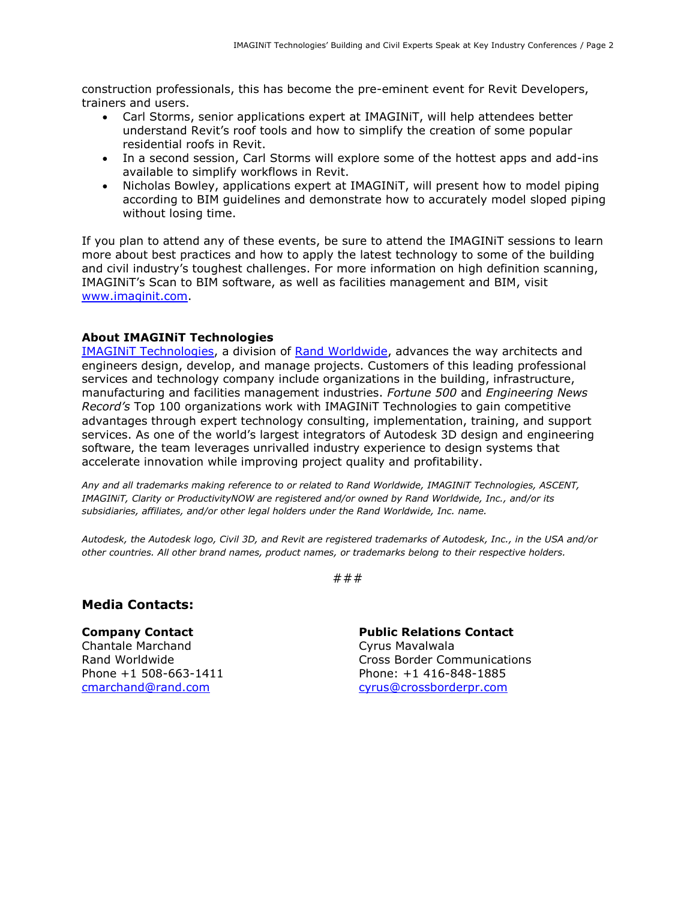construction professionals, this has become the pre-eminent event for Revit Developers, trainers and users.

- Carl Storms, senior applications expert at IMAGINiT, will help attendees better understand Revit's roof tools and how to simplify the creation of some popular residential roofs in Revit.
- In a second session, Carl Storms will explore some of the hottest apps and add-ins available to simplify workflows in Revit.
- Nicholas Bowley, applications expert at IMAGINiT, will present how to model piping according to BIM guidelines and demonstrate how to accurately model sloped piping without losing time.

If you plan to attend any of these events, be sure to attend the IMAGINiT sessions to learn more about best practices and how to apply the latest technology to some of the building and civil industry's toughest challenges. For more information on high definition scanning, IMAGINiT's Scan to BIM software, as well as facilities management and BIM, visit [www.imaginit.com](www.imaginit.com).

**About IMAGINiT Technologies**

[IMAGINiT Technologies](), a division of [Rand Worldwide](), advances the way architects and engineers design, develop, and manage projects. Customers of this leading professional services and technology company include organizations in the building, infrastructure, manufacturing and facilities management industries. *Fortune 500* and *Engineering News Record's* Top 100 organizations work with IMAGINiT Technologies to gain competitive advantages through expert technology consulting, implementation, training, and support services. As one of the world's largest integrators of Autodesk 3D design and engineering software, the team leverages unrivalled industry experience to design systems that accelerate innovation while improving project quality and profitability.

*Any and all trademarks making reference to or related to Rand Worldwide, IMAGINiT Technologies, ASCENT, IMAGINiT, Clarity or ProductivityNOW are registered and/or owned by Rand Worldwide, Inc., and/or its subsidiaries, affiliates, and/or other legal holders under the Rand Worldwide, Inc. name.*

*Autodesk, the Autodesk logo, Civil 3D, and Revit are registered trademarks of Autodesk, Inc., in the USA and/or other countries. All other brand names, product names, or trademarks belong to their respective holders.*

###

## Media Contacts:

**Company Contact**
Chantale Marchand
Rand Worldwide
Phone +1 508-663-1411
[cmarchand@rand.com](mailto:cmarchand@rand.com)

**Public Relations Contact**
Cyrus Mavalwala
Cross Border Communications
Phone: +1 416-848-1885
[cyrus@crossborderpr.com](mailto:cyrus@crossborderpr.com)